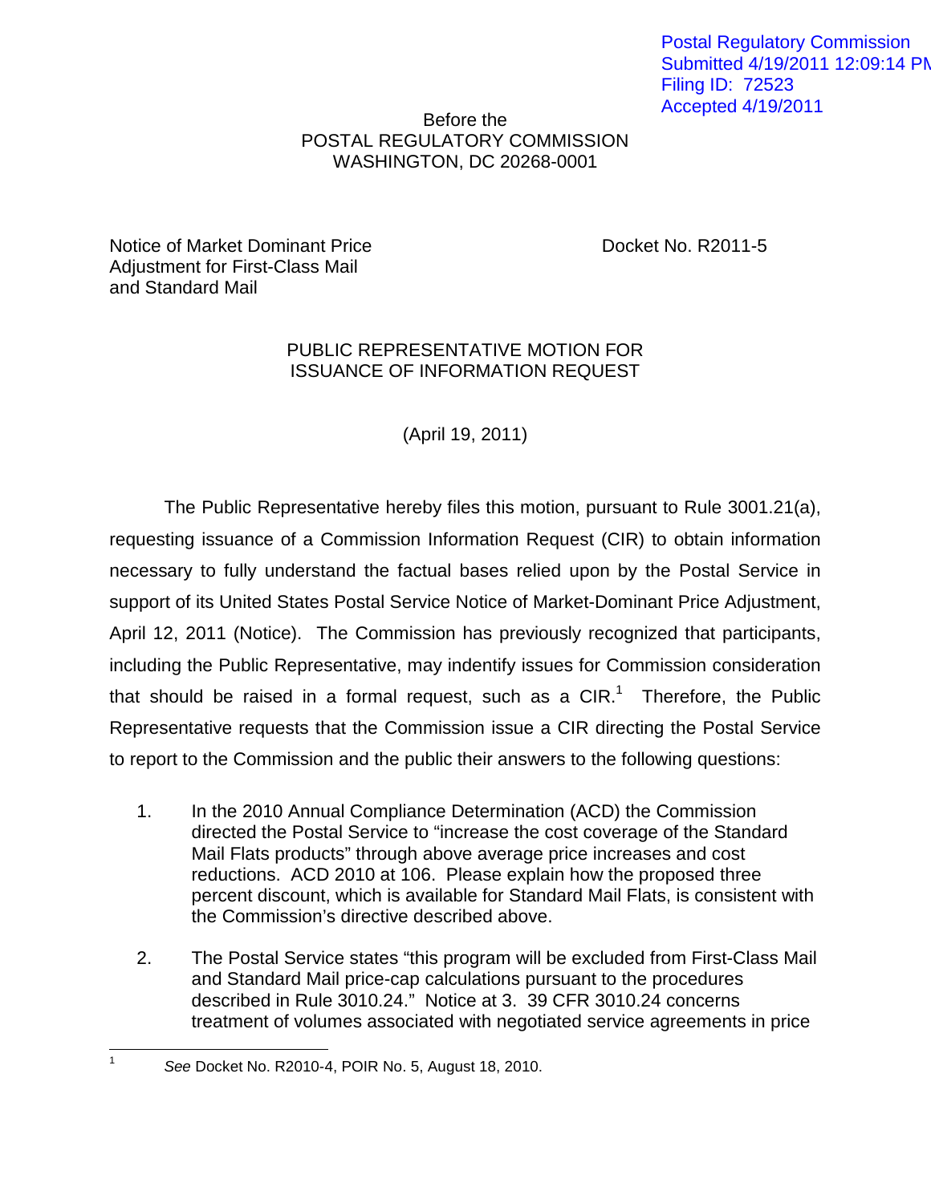Postal Regulatory Commission
Submitted 4/19/2011 12:09:14 PM
Filing ID: 72523
Accepted 4/19/2011

Before the
POSTAL REGULATORY COMMISSION
WASHINGTON, DC 20268-0001

Notice of Market Dominant Price Adjustment for First-Class Mail and Standard Mail

Docket No. R2011-5

## PUBLIC REPRESENTATIVE MOTION FOR ISSUANCE OF INFORMATION REQUEST

(April 19, 2011)

The Public Representative hereby files this motion, pursuant to Rule 3001.21(a), requesting issuance of a Commission Information Request (CIR) to obtain information necessary to fully understand the factual bases relied upon by the Postal Service in support of its United States Postal Service Notice of Market-Dominant Price Adjustment, April 12, 2011 (Notice). The Commission has previously recognized that participants, including the Public Representative, may indentify issues for Commission consideration that should be raised in a formal request, such as a CIR.[1] Therefore, the Public Representative requests that the Commission issue a CIR directing the Postal Service to report to the Commission and the public their answers to the following questions:

1. In the 2010 Annual Compliance Determination (ACD) the Commission directed the Postal Service to "increase the cost coverage of the Standard Mail Flats products" through above average price increases and cost reductions. ACD 2010 at 106. Please explain how the proposed three percent discount, which is available for Standard Mail Flats, is consistent with the Commission's directive described above.

2. The Postal Service states "this program will be excluded from First-Class Mail and Standard Mail price-cap calculations pursuant to the procedures described in Rule 3010.24." Notice at 3. 39 CFR 3010.24 concerns treatment of volumes associated with negotiated service agreements in price

[1] *See* Docket No. R2010-4, POIR No. 5, August 18, 2010.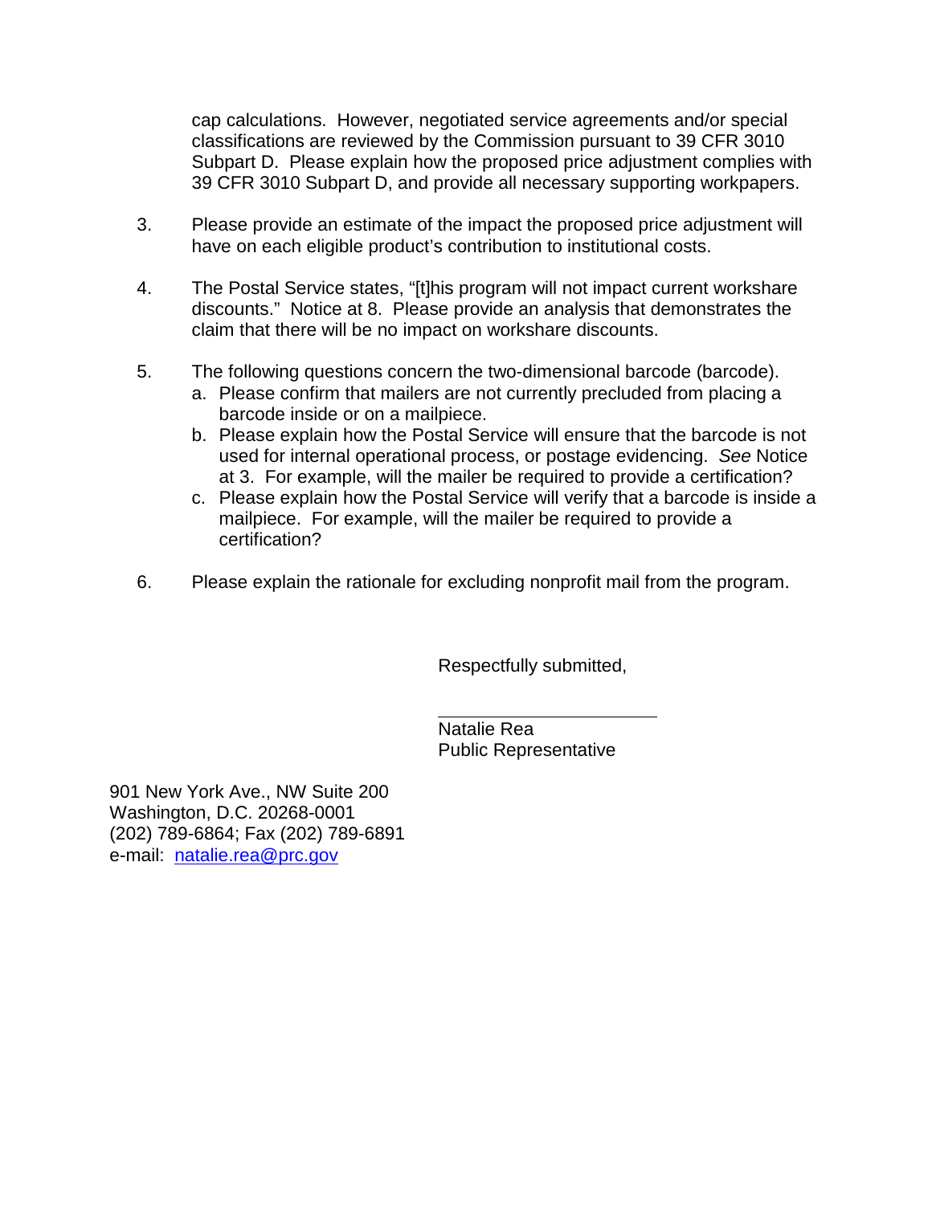cap calculations. However, negotiated service agreements and/or special classifications are reviewed by the Commission pursuant to 39 CFR 3010 Subpart D. Please explain how the proposed price adjustment complies with 39 CFR 3010 Subpart D, and provide all necessary supporting workpapers.

3. Please provide an estimate of the impact the proposed price adjustment will have on each eligible product's contribution to institutional costs.

4. The Postal Service states, "[t]his program will not impact current workshare discounts." Notice at 8. Please provide an analysis that demonstrates the claim that there will be no impact on workshare discounts.

5. The following questions concern the two-dimensional barcode (barcode).
   a. Please confirm that mailers are not currently precluded from placing a barcode inside or on a mailpiece.
   b. Please explain how the Postal Service will ensure that the barcode is not used for internal operational process, or postage evidencing. *See* Notice at 3. For example, will the mailer be required to provide a certification?
   c. Please explain how the Postal Service will verify that a barcode is inside a mailpiece. For example, will the mailer be required to provide a certification?

6. Please explain the rationale for excluding nonprofit mail from the program.

Respectfully submitted,

Natalie Rea
Public Representative

901 New York Ave., NW Suite 200
Washington, D.C. 20268-0001
(202) 789-6864; Fax (202) 789-6891
e-mail: natalie.rea@prc.gov